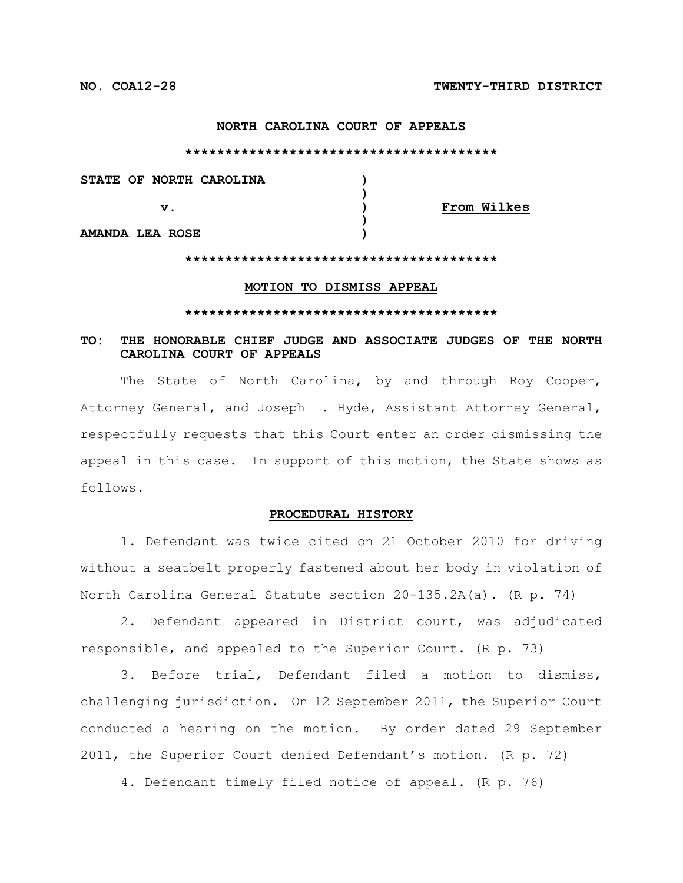**NO. COA12-28** **TWENTY-THIRD DISTRICT**

**NORTH CAROLINA COURT OF APPEALS**

****************************************

| | | |
|---|---|---|
| **STATE OF NORTH CAROLINA** | ) | |
| | ) | |
| **v.** | ) | **From Wilkes** |
| | ) | |
| **AMANDA LEA ROSE** | ) | |

****************************************

**MOTION TO DISMISS APPEAL**

****************************************

**TO: THE HONORABLE CHIEF JUDGE AND ASSOCIATE JUDGES OF THE NORTH CAROLINA COURT OF APPEALS**

The State of North Carolina, by and through Roy Cooper, Attorney General, and Joseph L. Hyde, Assistant Attorney General, respectfully requests that this Court enter an order dismissing the appeal in this case. In support of this motion, the State shows as follows.

**PROCEDURAL HISTORY**

1. Defendant was twice cited on 21 October 2010 for driving without a seatbelt properly fastened about her body in violation of North Carolina General Statute section 20-135.2A(a). (R p. 74)

2. Defendant appeared in District court, was adjudicated responsible, and appealed to the Superior Court. (R p. 73)

3. Before trial, Defendant filed a motion to dismiss, challenging jurisdiction. On 12 September 2011, the Superior Court conducted a hearing on the motion. By order dated 29 September 2011, the Superior Court denied Defendant's motion. (R p. 72)

4. Defendant timely filed notice of appeal. (R p. 76)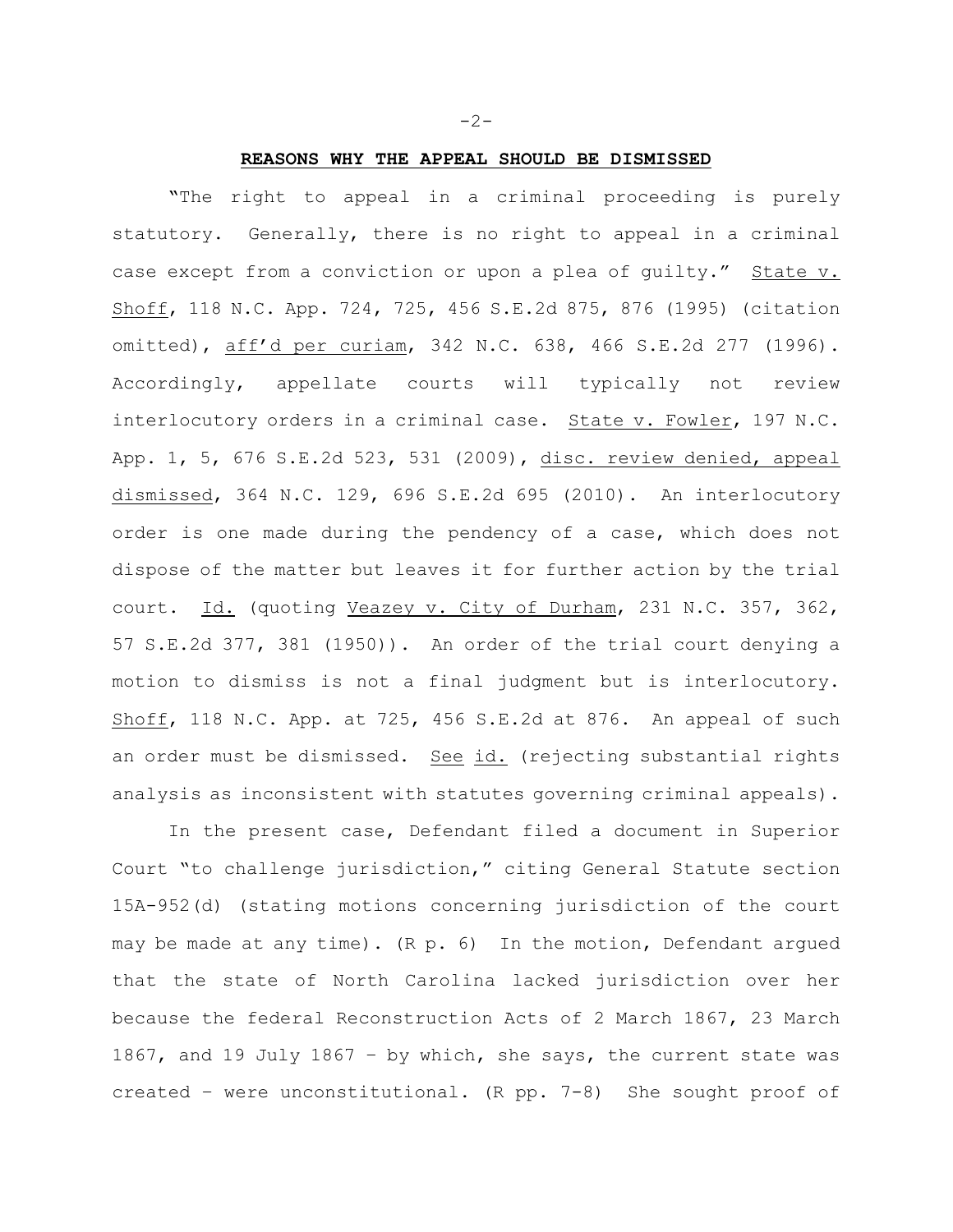## REASONS WHY THE APPEAL SHOULD BE DISMISSED

"The right to appeal in a criminal proceeding is purely statutory. Generally, there is no right to appeal in a criminal case except from a conviction or upon a plea of guilty." State v. Shoff, 118 N.C. App. 724, 725, 456 S.E.2d 875, 876 (1995) (citation omitted), aff'd per curiam, 342 N.C. 638, 466 S.E.2d 277 (1996). Accordingly, appellate courts will typically not review interlocutory orders in a criminal case. State v. Fowler, 197 N.C. App. 1, 5, 676 S.E.2d 523, 531 (2009), disc. review denied, appeal dismissed, 364 N.C. 129, 696 S.E.2d 695 (2010). An interlocutory order is one made during the pendency of a case, which does not dispose of the matter but leaves it for further action by the trial court. Id. (quoting Veazey v. City of Durham, 231 N.C. 357, 362, 57 S.E.2d 377, 381 (1950)). An order of the trial court denying a motion to dismiss is not a final judgment but is interlocutory. Shoff, 118 N.C. App. at 725, 456 S.E.2d at 876. An appeal of such an order must be dismissed. See id. (rejecting substantial rights analysis as inconsistent with statutes governing criminal appeals).

In the present case, Defendant filed a document in Superior Court "to challenge jurisdiction," citing General Statute section 15A-952(d) (stating motions concerning jurisdiction of the court may be made at any time). (R p. 6) In the motion, Defendant argued that the state of North Carolina lacked jurisdiction over her because the federal Reconstruction Acts of 2 March 1867, 23 March 1867, and 19 July 1867 – by which, she says, the current state was created – were unconstitutional. (R pp. 7-8) She sought proof of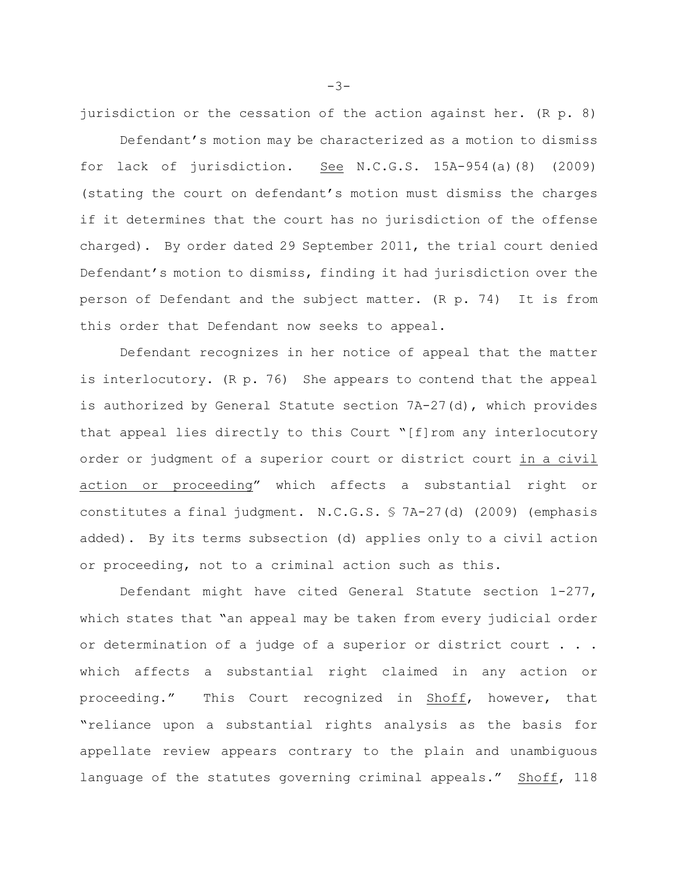jurisdiction or the cessation of the action against her. (R p. 8)

Defendant's motion may be characterized as a motion to dismiss for lack of jurisdiction. See N.C.G.S. 15A-954(a)(8) (2009) (stating the court on defendant's motion must dismiss the charges if it determines that the court has no jurisdiction of the offense charged). By order dated 29 September 2011, the trial court denied Defendant's motion to dismiss, finding it had jurisdiction over the person of Defendant and the subject matter. (R p. 74) It is from this order that Defendant now seeks to appeal.

Defendant recognizes in her notice of appeal that the matter is interlocutory. (R p. 76) She appears to contend that the appeal is authorized by General Statute section 7A-27(d), which provides that appeal lies directly to this Court "[f]rom any interlocutory order or judgment of a superior court or district court in a civil action or proceeding" which affects a substantial right or constitutes a final judgment. N.C.G.S. § 7A-27(d) (2009) (emphasis added). By its terms subsection (d) applies only to a civil action or proceeding, not to a criminal action such as this.

Defendant might have cited General Statute section 1-277, which states that "an appeal may be taken from every judicial order or determination of a judge of a superior or district court . . . which affects a substantial right claimed in any action or proceeding." This Court recognized in Shoff, however, that "reliance upon a substantial rights analysis as the basis for appellate review appears contrary to the plain and unambiguous language of the statutes governing criminal appeals." Shoff, 118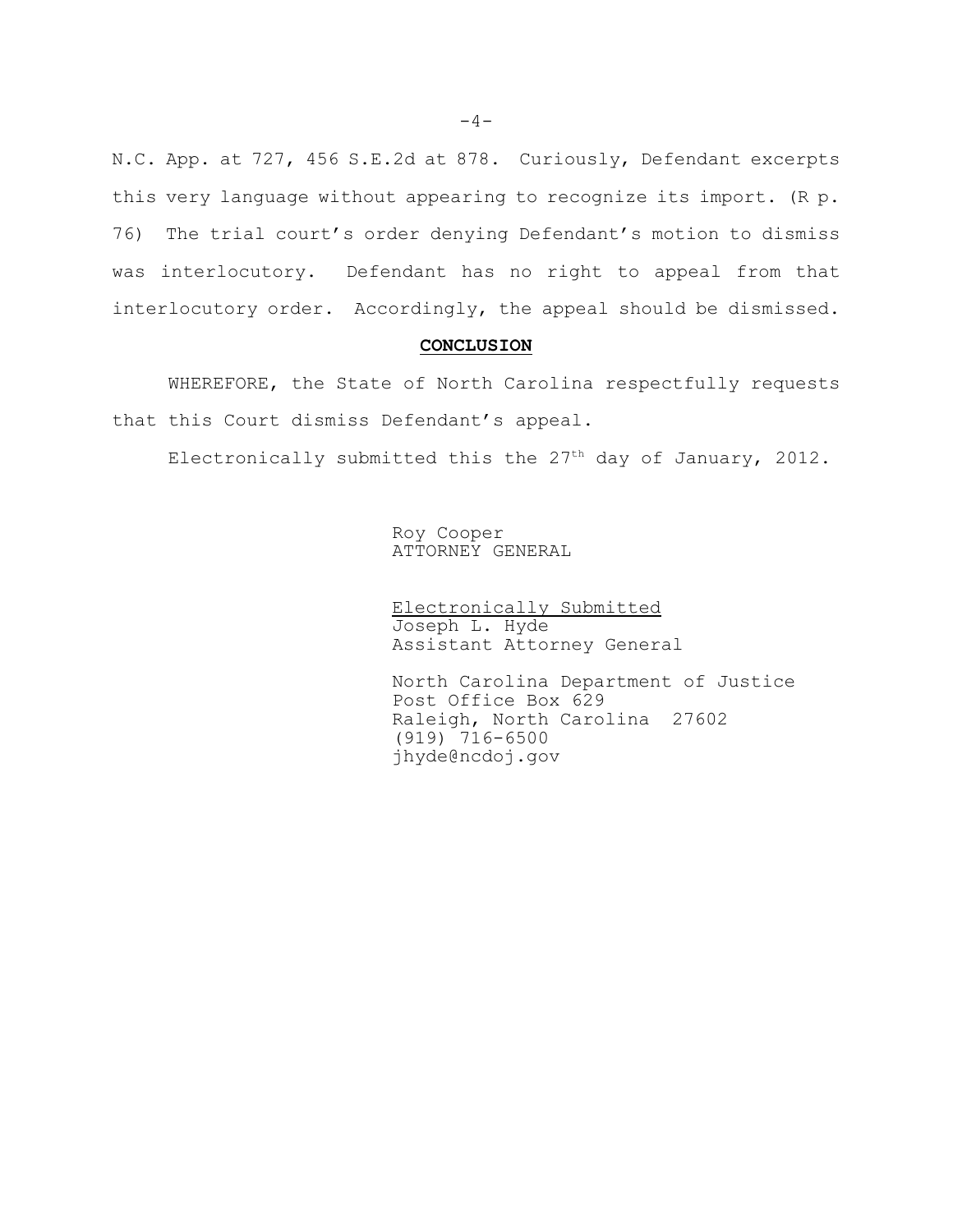N.C. App. at 727, 456 S.E.2d at 878. Curiously, Defendant excerpts this very language without appearing to recognize its import. (R p. 76) The trial court's order denying Defendant's motion to dismiss was interlocutory. Defendant has no right to appeal from that interlocutory order. Accordingly, the appeal should be dismissed.

## **CONCLUSION**

WHEREFORE, the State of North Carolina respectfully requests that this Court dismiss Defendant's appeal.

Electronically submitted this the 27th day of January, 2012.

Roy Cooper
ATTORNEY GENERAL

Electronically Submitted
Joseph L. Hyde
Assistant Attorney General

North Carolina Department of Justice
Post Office Box 629
Raleigh, North Carolina 27602
(919) 716-6500
jhyde@ncdoj.gov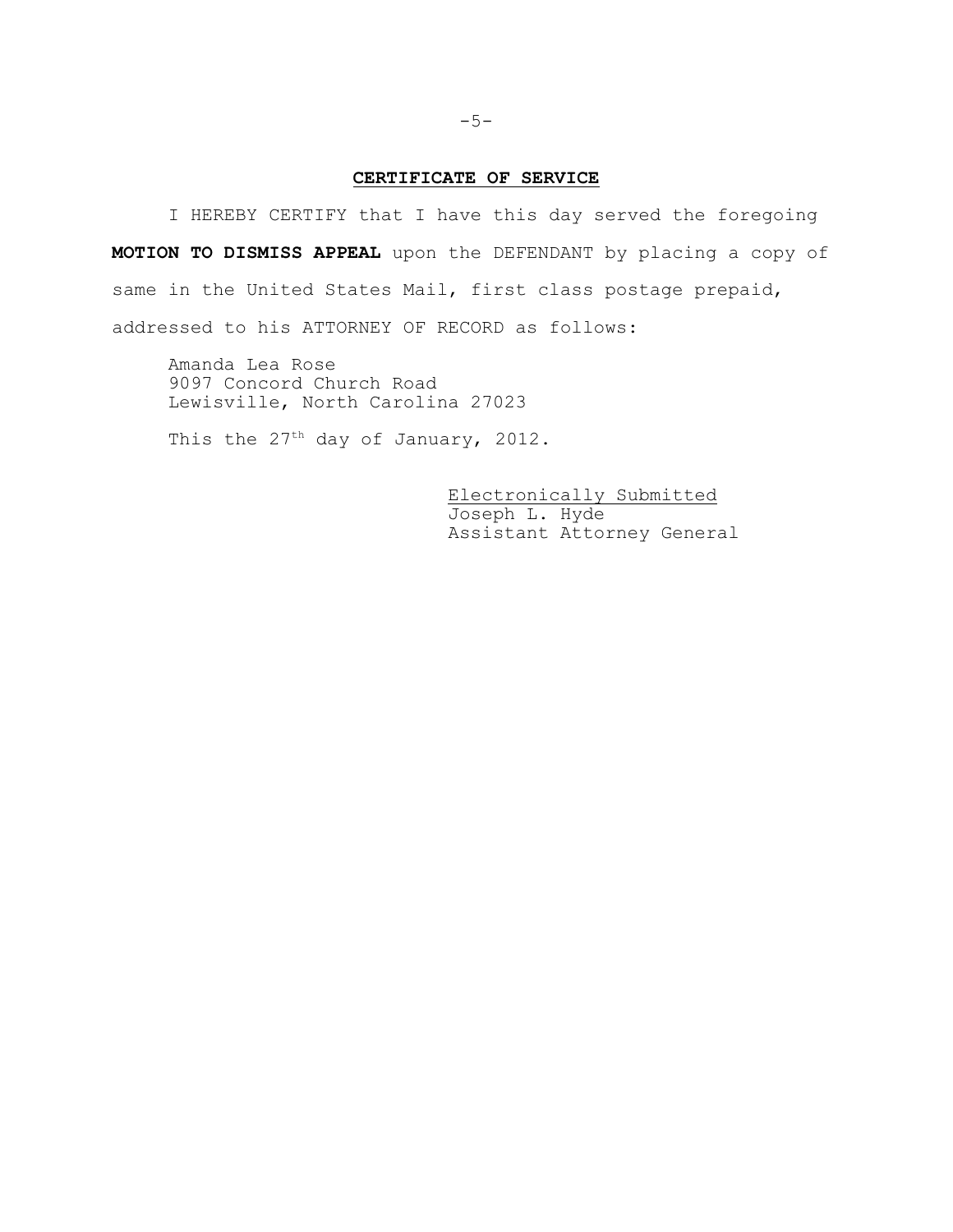**CERTIFICATE OF SERVICE**

I HEREBY CERTIFY that I have this day served the foregoing **MOTION TO DISMISS APPEAL** upon the DEFENDANT by placing a copy of same in the United States Mail, first class postage prepaid, addressed to his ATTORNEY OF RECORD as follows:

Amanda Lea Rose
9097 Concord Church Road
Lewisville, North Carolina 27023

This the 27th day of January, 2012.

Electronically Submitted
Joseph L. Hyde
Assistant Attorney General